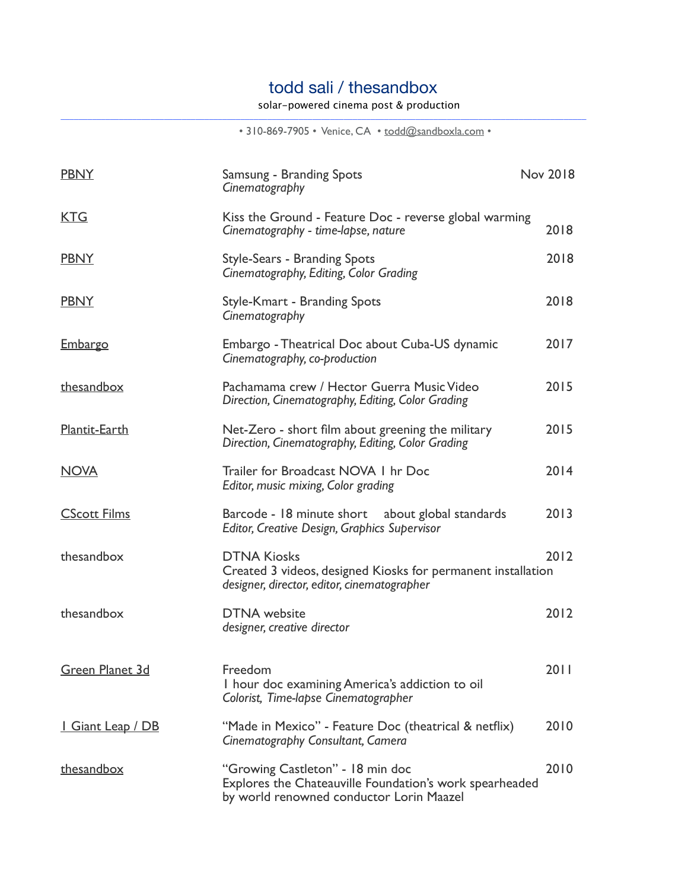# todd sali / thesandbox

solar-powered cinema post & production

---

• 310-869-7905 • Venice, CA • todd@sandboxla.com •

| | | |
|---|---|---|
| PBNY | Samsung - Branding Spots<br>*Cinematography* | Nov 2018 |
| KTG | Kiss the Ground - Feature Doc - reverse global warming<br>*Cinematography - time-lapse, nature* | 2018 |
| PBNY | Style-Sears - Branding Spots<br>*Cinematography, Editing, Color Grading* | 2018 |
| PBNY | Style-Kmart - Branding Spots<br>*Cinematography* | 2018 |
| Embargo | Embargo - Theatrical Doc about Cuba-US dynamic<br>*Cinematography, co-production* | 2017 |
| thesandbox | Pachamama crew / Hector Guerra Music Video<br>*Direction, Cinematography, Editing, Color Grading* | 2015 |
| Plantit-Earth | Net-Zero - short film about greening the military<br>*Direction, Cinematography, Editing, Color Grading* | 2015 |
| NOVA | Trailer for Broadcast NOVA 1 hr Doc<br>*Editor, music mixing, Color grading* | 2014 |
| CScott Films | Barcode - 18 minute short about global standards<br>*Editor, Creative Design, Graphics Supervisor* | 2013 |
| thesandbox | DTNA Kiosks<br>Created 3 videos, designed Kiosks for permanent installation<br>*designer, director, editor, cinematographer* | 2012 |
| thesandbox | DTNA website<br>*designer, creative director* | 2012 |
| Green Planet 3d | Freedom<br>1 hour doc examining America's addiction to oil<br>*Colorist, Time-lapse Cinematographer* | 2011 |
| 1 Giant Leap / DB | "Made in Mexico" - Feature Doc (theatrical & netflix)<br>*Cinematography Consultant, Camera* | 2010 |
| thesandbox | "Growing Castleton" - 18 min doc<br>Explores the Chateauville Foundation's work spearheaded by world renowned conductor Lorin Maazel | 2010 |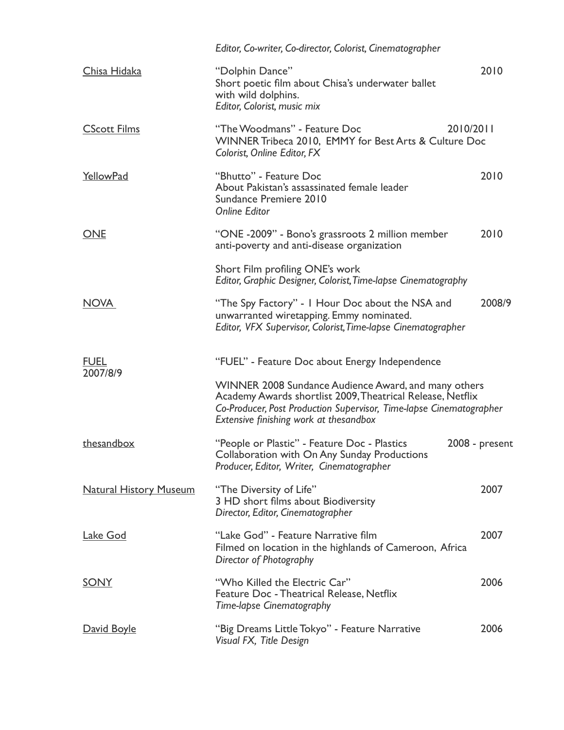*Editor, Co-writer, Co-director, Colorist, Cinematographer*

| | | |
|---|---|---|
| Chisa Hidaka | "Dolphin Dance"<br>Short poetic film about Chisa's underwater ballet with wild dolphins.<br>*Editor, Colorist, music mix* | 2010 |
| CScott Films | "The Woodmans" - Feature Doc<br>WINNER Tribeca 2010, EMMY for Best Arts & Culture Doc<br>*Colorist, Online Editor, FX* | 2010/2011 |
| YellowPad | "Bhutto" - Feature Doc<br>About Pakistan's assassinated female leader<br>Sundance Premiere 2010<br>*Online Editor* | 2010 |
| ONE | "ONE -2009" - Bono's grassroots 2 million member anti-poverty and anti-disease organization<br><br>Short Film profiling ONE's work<br>*Editor, Graphic Designer, Colorist, Time-lapse Cinematography* | 2010 |
| NOVA | "The Spy Factory" - 1 Hour Doc about the NSA and unwarranted wiretapping. Emmy nominated.<br>*Editor, VFX Supervisor, Colorist, Time-lapse Cinematographer* | 2008/9 |
| FUEL<br>2007/8/9 | "FUEL" - Feature Doc about Energy Independence<br><br>WINNER 2008 Sundance Audience Award, and many others<br>Academy Awards shortlist 2009, Theatrical Release, Netflix<br>*Co-Producer, Post Production Supervisor, Time-lapse Cinematographer*<br>*Extensive finishing work at thesandbox* | |
| thesandbox | "People or Plastic" - Feature Doc - Plastics<br>Collaboration with On Any Sunday Productions<br>*Producer, Editor, Writer, Cinematographer* | 2008 - present |
| Natural History Museum | "The Diversity of Life"<br>3 HD short films about Biodiversity<br>*Director, Editor, Cinematographer* | 2007 |
| Lake God | "Lake God" - Feature Narrative film<br>Filmed on location in the highlands of Cameroon, Africa<br>*Director of Photography* | 2007 |
| SONY | "Who Killed the Electric Car"<br>Feature Doc - Theatrical Release, Netflix<br>*Time-lapse Cinematography* | 2006 |
| David Boyle | "Big Dreams Little Tokyo" - Feature Narrative<br>*Visual FX, Title Design* | 2006 |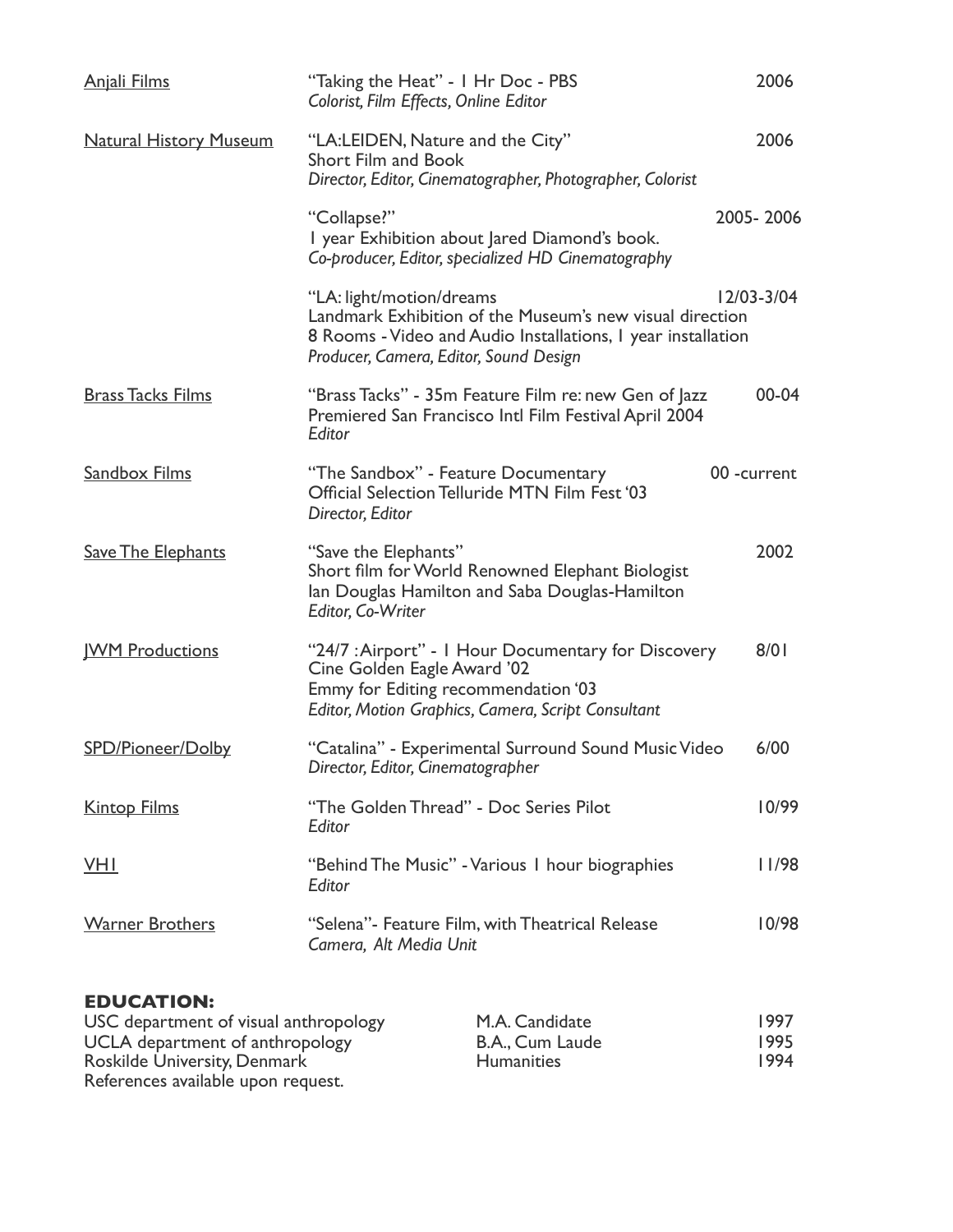| | | |
|---|---|---|
| Anjali Films | "Taking the Heat" - 1 Hr Doc - PBS<br>*Colorist, Film Effects, Online Editor* | 2006 |
| Natural History Museum | "LA:LEIDEN, Nature and the City"<br>Short Film and Book<br>*Director, Editor, Cinematographer, Photographer, Colorist* | 2006 |
| | "Collapse?"<br>1 year Exhibition about Jared Diamond's book.<br>*Co-producer, Editor, specialized HD Cinematography* | 2005- 2006 |
| | "LA: light/motion/dreams<br>Landmark Exhibition of the Museum's new visual direction<br>8 Rooms - Video and Audio Installations, 1 year installation<br>*Producer, Camera, Editor, Sound Design* | 12/03-3/04 |
| Brass Tacks Films | "Brass Tacks" - 35m Feature Film re: new Gen of Jazz<br>Premiered San Francisco Intl Film Festival April 2004<br>*Editor* | 00-04 |
| Sandbox Films | "The Sandbox" - Feature Documentary<br>Official Selection Telluride MTN Film Fest '03<br>*Director, Editor* | 00 -current |
| Save The Elephants | "Save the Elephants"<br>Short film for World Renowned Elephant Biologist<br>Ian Douglas Hamilton and Saba Douglas-Hamilton<br>*Editor, Co-Writer* | 2002 |
| JWM Productions | "24/7 : Airport" - 1 Hour Documentary for Discovery<br>Cine Golden Eagle Award '02<br>Emmy for Editing recommendation '03<br>*Editor, Motion Graphics, Camera, Script Consultant* | 8/01 |
| SPD/Pioneer/Dolby | "Catalina" - Experimental Surround Sound Music Video<br>*Director, Editor, Cinematographer* | 6/00 |
| Kintop Films | "The Golden Thread" - Doc Series Pilot<br>*Editor* | 10/99 |
| VH1 | "Behind The Music" - Various 1 hour biographies<br>*Editor* | 11/98 |
| Warner Brothers | "Selena"- Feature Film, with Theatrical Release<br>*Camera, Alt Media Unit* | 10/98 |

**EDUCATION:**

| | | |
|---|---|---|
| USC department of visual anthropology | M.A. Candidate | 1997 |
| UCLA department of anthropology | B.A., Cum Laude | 1995 |
| Roskilde University, Denmark | Humanities | 1994 |

References available upon request.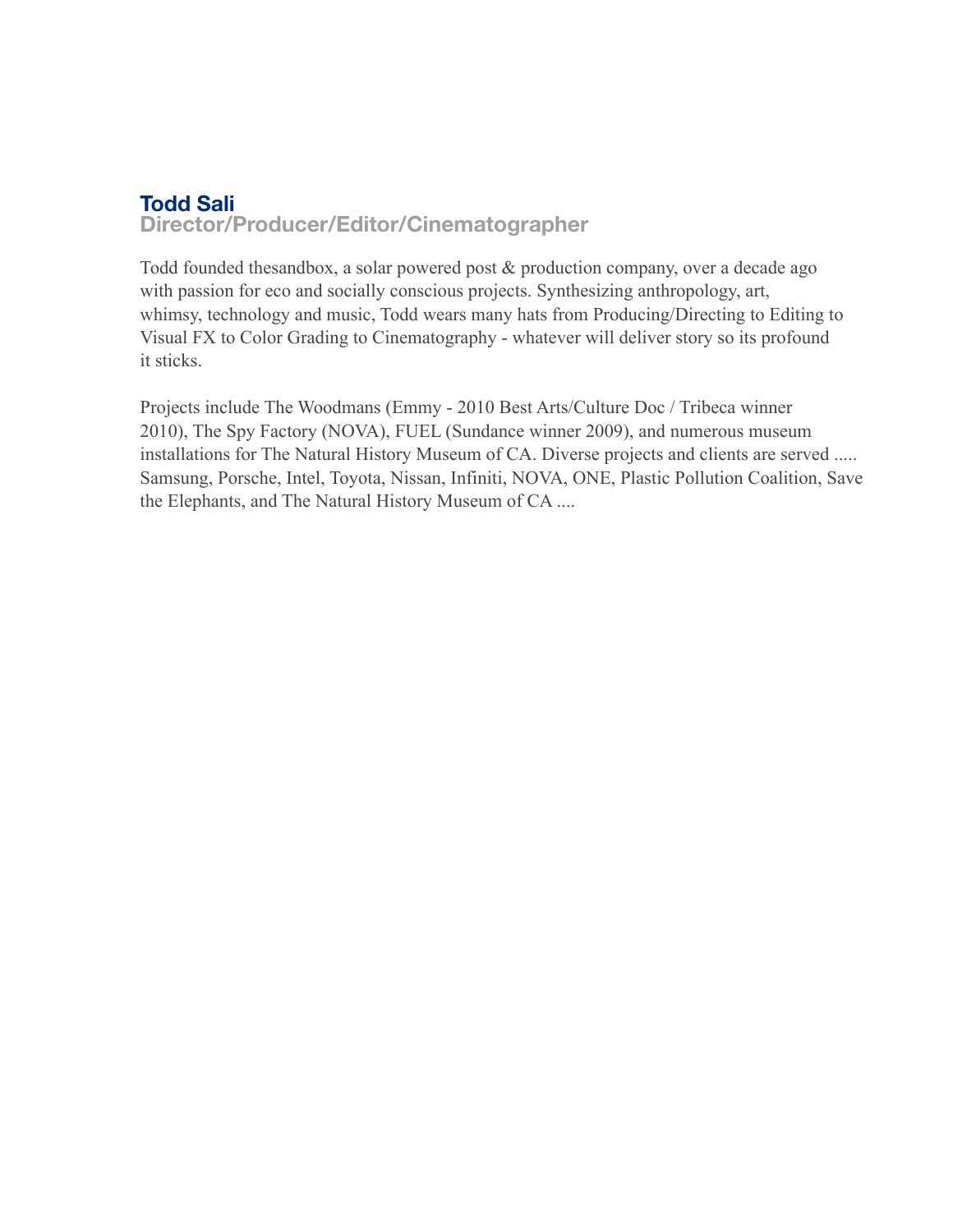## Todd Sali

### Director/Producer/Editor/Cinematographer

Todd founded thesandbox, a solar powered post & production company, over a decade ago with passion for eco and socially conscious projects. Synthesizing anthropology, art, whimsy, technology and music, Todd wears many hats from Producing/Directing to Editing to Visual FX to Color Grading to Cinematography - whatever will deliver story so its profound it sticks.

Projects include The Woodmans (Emmy - 2010 Best Arts/Culture Doc / Tribeca winner 2010), The Spy Factory (NOVA), FUEL (Sundance winner 2009), and numerous museum installations for The Natural History Museum of CA. Diverse projects and clients are served ..... Samsung, Porsche, Intel, Toyota, Nissan, Infiniti, NOVA, ONE, Plastic Pollution Coalition, Save the Elephants, and The Natural History Museum of CA ....